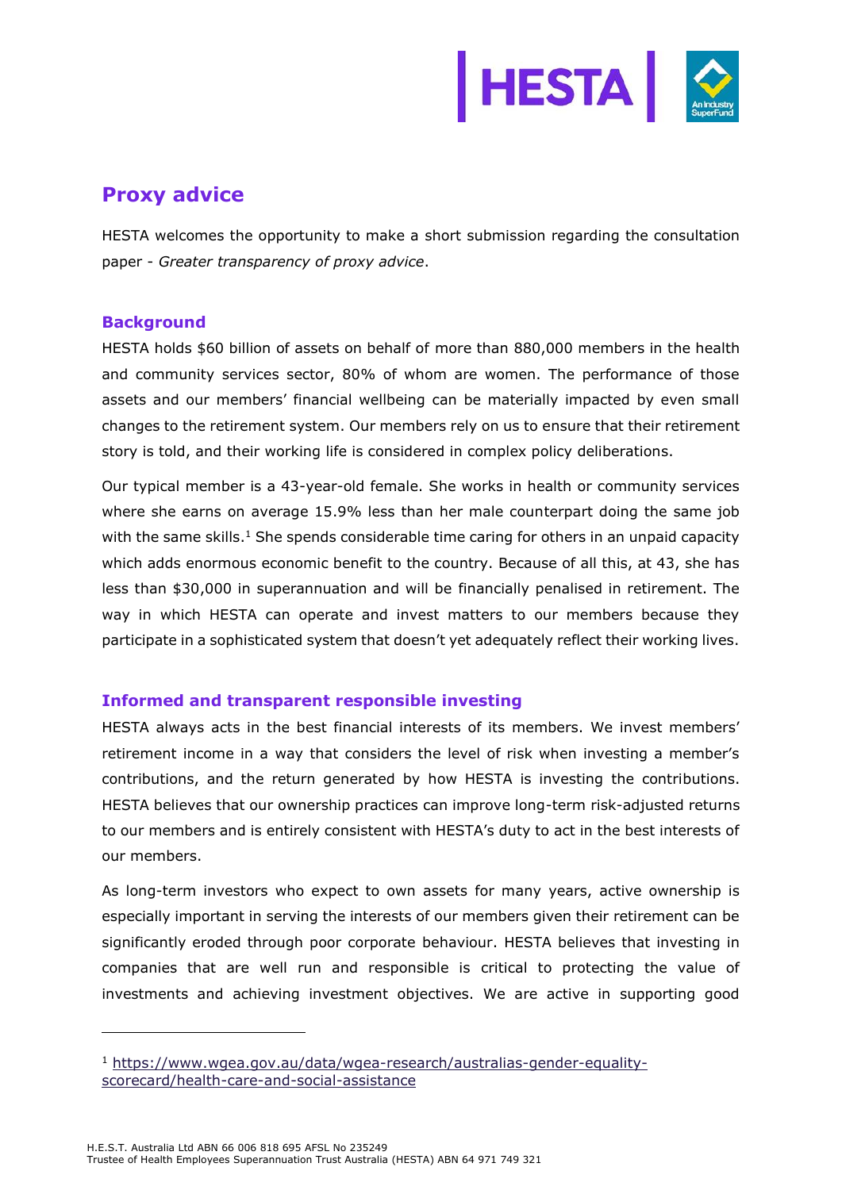## Proxy advice

HESTA welcomes the opportunity to make a short submission regarding the consultation paper - *Greater transparency of proxy advice*.

### Background

HESTA holds $60 billion of assets on behalf of more than 880,000 members in the health and community services sector, 80% of whom are women. The performance of those assets and our members' financial wellbeing can be materially impacted by even small changes to the retirement system. Our members rely on us to ensure that their retirement story is told, and their working life is considered in complex policy deliberations.

Our typical member is a 43-year-old female. She works in health or community services where she earns on average 15.9% less than her male counterpart doing the same job with the same skills.[1] She spends considerable time caring for others in an unpaid capacity which adds enormous economic benefit to the country. Because of all this, at 43, she has less than $30,000 in superannuation and will be financially penalised in retirement. The way in which HESTA can operate and invest matters to our members because they participate in a sophisticated system that doesn't yet adequately reflect their working lives.

### Informed and transparent responsible investing

HESTA always acts in the best financial interests of its members. We invest members' retirement income in a way that considers the level of risk when investing a member's contributions, and the return generated by how HESTA is investing the contributions. HESTA believes that our ownership practices can improve long-term risk-adjusted returns to our members and is entirely consistent with HESTA's duty to act in the best interests of our members.

As long-term investors who expect to own assets for many years, active ownership is especially important in serving the interests of our members given their retirement can be significantly eroded through poor corporate behaviour. HESTA believes that investing in companies that are well run and responsible is critical to protecting the value of investments and achieving investment objectives. We are active in supporting good

---

[1] https://www.wgea.gov.au/data/wgea-research/australias-gender-equality-scorecard/health-care-and-social-assistance

H.E.S.T. Australia Ltd ABN 66 006 818 695 AFSL No 235249
Trustee of Health Employees Superannuation Trust Australia (HESTA) ABN 64 971 749 321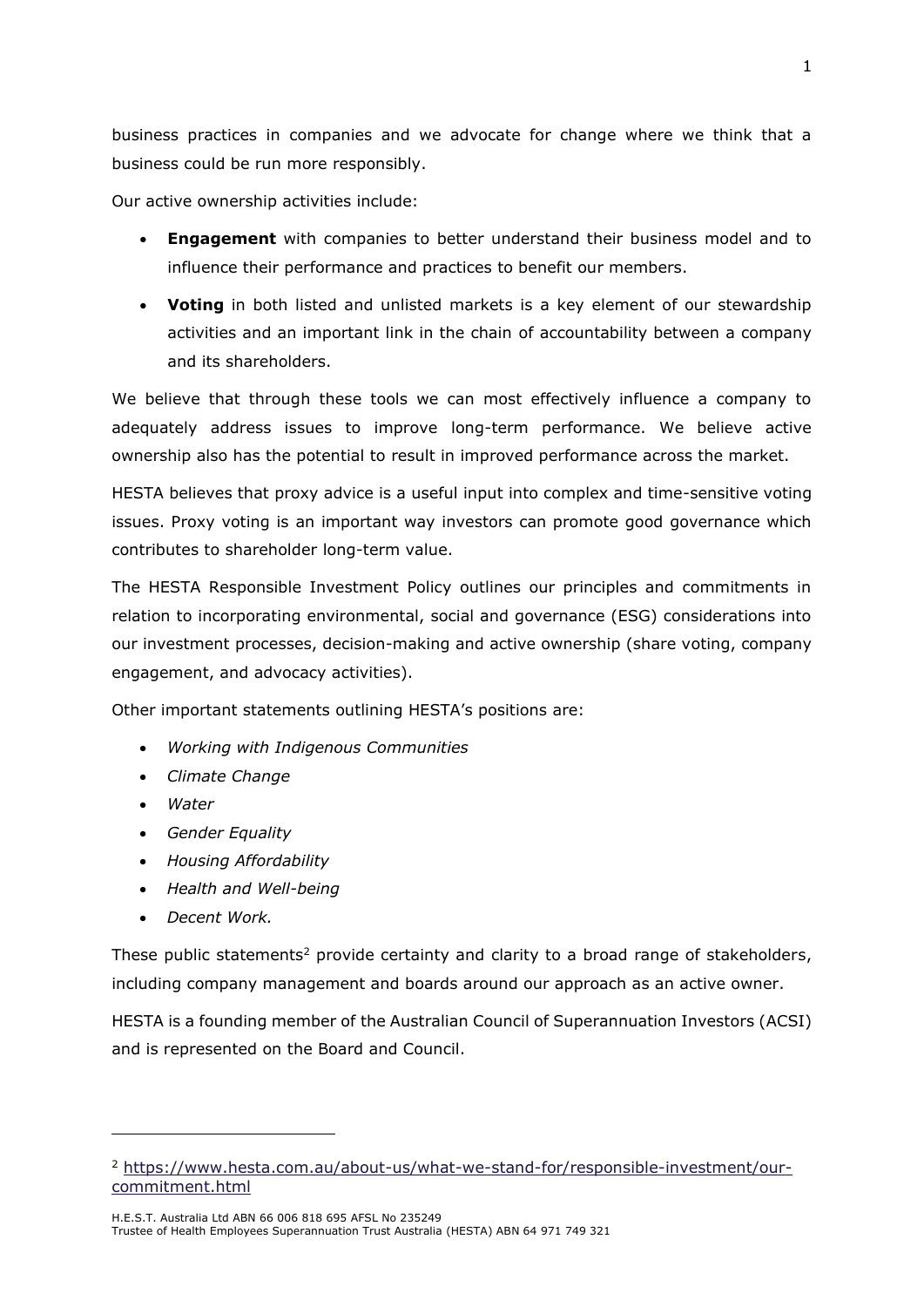business practices in companies and we advocate for change where we think that a business could be run more responsibly.

Our active ownership activities include:

- **Engagement** with companies to better understand their business model and to influence their performance and practices to benefit our members.
- **Voting** in both listed and unlisted markets is a key element of our stewardship activities and an important link in the chain of accountability between a company and its shareholders.

We believe that through these tools we can most effectively influence a company to adequately address issues to improve long-term performance. We believe active ownership also has the potential to result in improved performance across the market.

HESTA believes that proxy advice is a useful input into complex and time-sensitive voting issues. Proxy voting is an important way investors can promote good governance which contributes to shareholder long-term value.

The HESTA Responsible Investment Policy outlines our principles and commitments in relation to incorporating environmental, social and governance (ESG) considerations into our investment processes, decision-making and active ownership (share voting, company engagement, and advocacy activities).

Other important statements outlining HESTA's positions are:

- *Working with Indigenous Communities*
- *Climate Change*
- *Water*
- *Gender Equality*
- *Housing Affordability*
- *Health and Well-being*
- *Decent Work.*

These public statements[2] provide certainty and clarity to a broad range of stakeholders, including company management and boards around our approach as an active owner.

HESTA is a founding member of the Australian Council of Superannuation Investors (ACSI) and is represented on the Board and Council.

---

[2] https://www.hesta.com.au/about-us/what-we-stand-for/responsible-investment/our-commitment.html

H.E.S.T. Australia Ltd ABN 66 006 818 695 AFSL No 235249
Trustee of Health Employees Superannuation Trust Australia (HESTA) ABN 64 971 749 321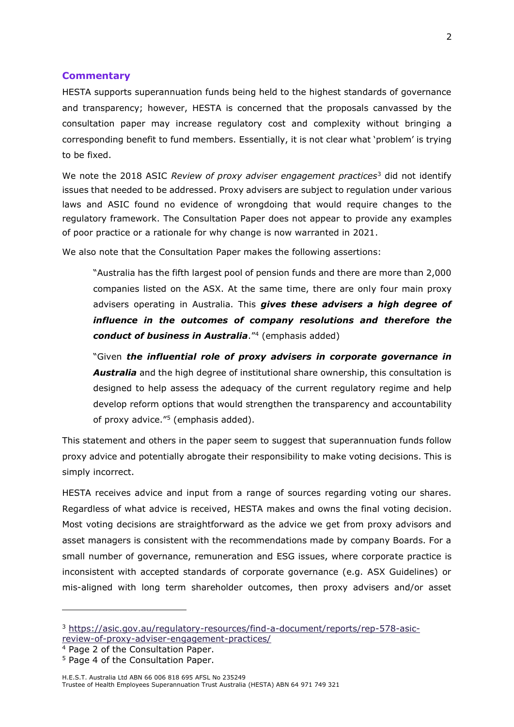## Commentary

HESTA supports superannuation funds being held to the highest standards of governance and transparency; however, HESTA is concerned that the proposals canvassed by the consultation paper may increase regulatory cost and complexity without bringing a corresponding benefit to fund members. Essentially, it is not clear what 'problem' is trying to be fixed.

We note the 2018 ASIC *Review of proxy adviser engagement practices*[3] did not identify issues that needed to be addressed. Proxy advisers are subject to regulation under various laws and ASIC found no evidence of wrongdoing that would require changes to the regulatory framework. The Consultation Paper does not appear to provide any examples of poor practice or a rationale for why change is now warranted in 2021.

We also note that the Consultation Paper makes the following assertions:

> "Australia has the fifth largest pool of pension funds and there are more than 2,000 companies listed on the ASX. At the same time, there are only four main proxy advisers operating in Australia. This ***gives these advisers a high degree of influence in the outcomes of company resolutions and therefore the conduct of business in Australia***."[4] (emphasis added)
>
> "Given ***the influential role of proxy advisers in corporate governance in Australia*** and the high degree of institutional share ownership, this consultation is designed to help assess the adequacy of the current regulatory regime and help develop reform options that would strengthen the transparency and accountability of proxy advice."[5] (emphasis added).

This statement and others in the paper seem to suggest that superannuation funds follow proxy advice and potentially abrogate their responsibility to make voting decisions. This is simply incorrect.

HESTA receives advice and input from a range of sources regarding voting our shares. Regardless of what advice is received, HESTA makes and owns the final voting decision. Most voting decisions are straightforward as the advice we get from proxy advisors and asset managers is consistent with the recommendations made by company Boards. For a small number of governance, remuneration and ESG issues, where corporate practice is inconsistent with accepted standards of corporate governance (e.g. ASX Guidelines) or mis-aligned with long term shareholder outcomes, then proxy advisers and/or asset

---

[3] https://asic.gov.au/regulatory-resources/find-a-document/reports/rep-578-asic-review-of-proxy-adviser-engagement-practices/

[4] Page 2 of the Consultation Paper.

[5] Page 4 of the Consultation Paper.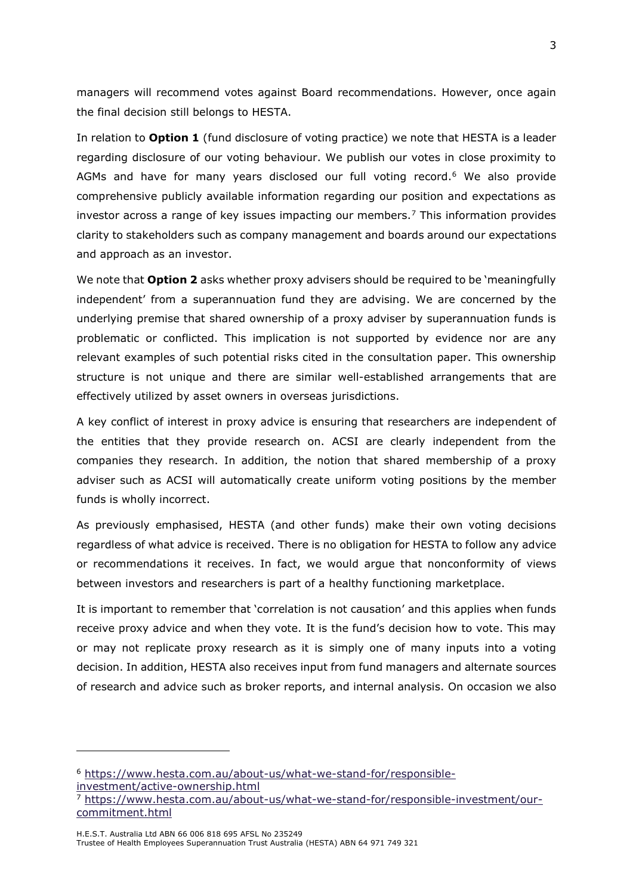managers will recommend votes against Board recommendations. However, once again the final decision still belongs to HESTA.

In relation to **Option 1** (fund disclosure of voting practice) we note that HESTA is a leader regarding disclosure of our voting behaviour. We publish our votes in close proximity to AGMs and have for many years disclosed our full voting record.[6] We also provide comprehensive publicly available information regarding our position and expectations as investor across a range of key issues impacting our members.[7] This information provides clarity to stakeholders such as company management and boards around our expectations and approach as an investor.

We note that **Option 2** asks whether proxy advisers should be required to be 'meaningfully independent' from a superannuation fund they are advising. We are concerned by the underlying premise that shared ownership of a proxy adviser by superannuation funds is problematic or conflicted. This implication is not supported by evidence nor are any relevant examples of such potential risks cited in the consultation paper. This ownership structure is not unique and there are similar well-established arrangements that are effectively utilized by asset owners in overseas jurisdictions.

A key conflict of interest in proxy advice is ensuring that researchers are independent of the entities that they provide research on. ACSI are clearly independent from the companies they research. In addition, the notion that shared membership of a proxy adviser such as ACSI will automatically create uniform voting positions by the member funds is wholly incorrect.

As previously emphasised, HESTA (and other funds) make their own voting decisions regardless of what advice is received. There is no obligation for HESTA to follow any advice or recommendations it receives. In fact, we would argue that nonconformity of views between investors and researchers is part of a healthy functioning marketplace.

It is important to remember that 'correlation is not causation' and this applies when funds receive proxy advice and when they vote. It is the fund's decision how to vote. This may or may not replicate proxy research as it is simply one of many inputs into a voting decision. In addition, HESTA also receives input from fund managers and alternate sources of research and advice such as broker reports, and internal analysis. On occasion we also

---

[6] https://www.hesta.com.au/about-us/what-we-stand-for/responsible-investment/active-ownership.html

[7] https://www.hesta.com.au/about-us/what-we-stand-for/responsible-investment/our-commitment.html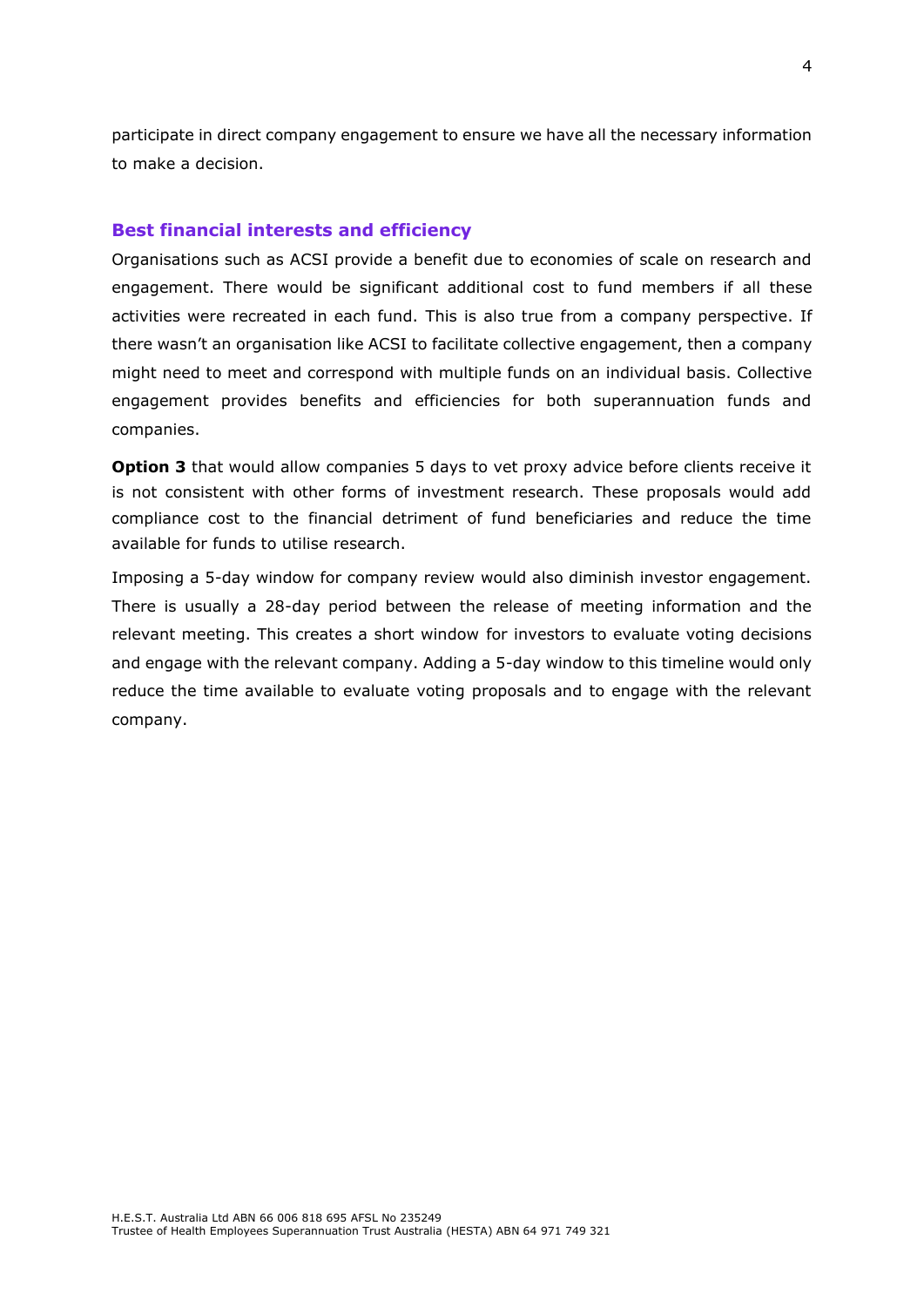participate in direct company engagement to ensure we have all the necessary information to make a decision.

### Best financial interests and efficiency

Organisations such as ACSI provide a benefit due to economies of scale on research and engagement. There would be significant additional cost to fund members if all these activities were recreated in each fund. This is also true from a company perspective. If there wasn't an organisation like ACSI to facilitate collective engagement, then a company might need to meet and correspond with multiple funds on an individual basis. Collective engagement provides benefits and efficiencies for both superannuation funds and companies.

**Option 3** that would allow companies 5 days to vet proxy advice before clients receive it is not consistent with other forms of investment research. These proposals would add compliance cost to the financial detriment of fund beneficiaries and reduce the time available for funds to utilise research.

Imposing a 5-day window for company review would also diminish investor engagement. There is usually a 28-day period between the release of meeting information and the relevant meeting. This creates a short window for investors to evaluate voting decisions and engage with the relevant company. Adding a 5-day window to this timeline would only reduce the time available to evaluate voting proposals and to engage with the relevant company.